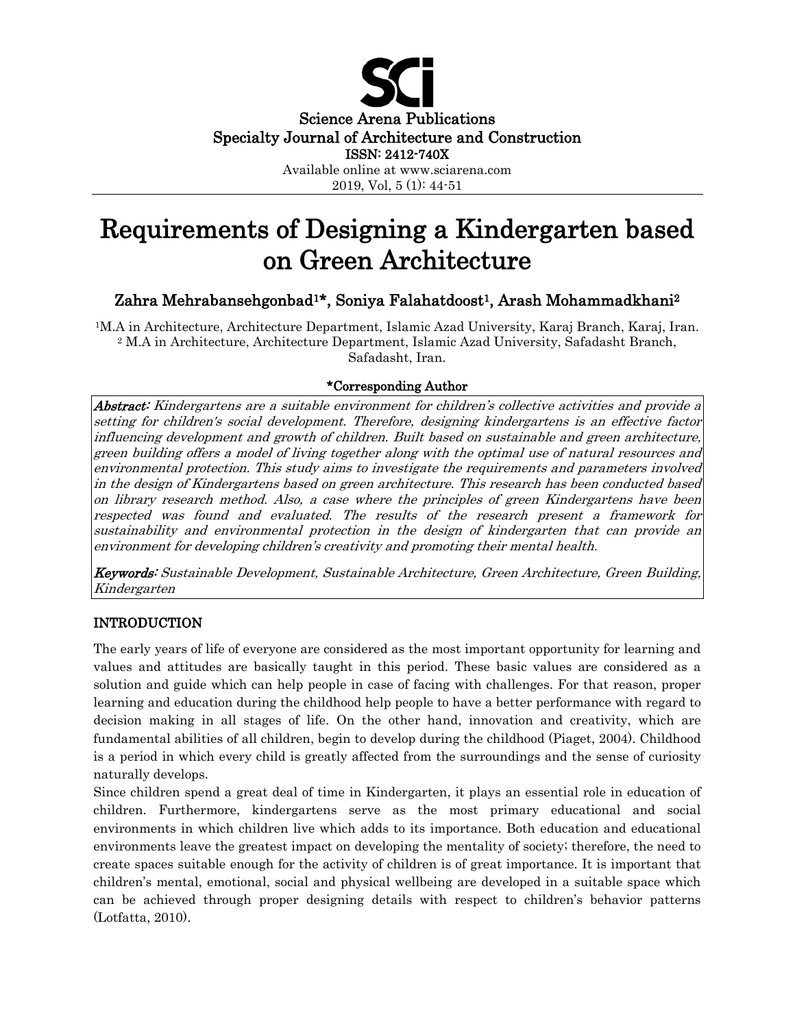Science Arena Publications
Specialty Journal of Architecture and Construction
ISSN: 2412-740X
Available online at www.sciarena.com
2019, Vol, 5 (1): 44-51

# Requirements of Designing a Kindergarten based on Green Architecture

**Zahra Mehrabansehgonbad[1]*, Soniya Falahatdoost[1], Arash Mohammadkhani[2]**

[1]M.A in Architecture, Architecture Department, Islamic Azad University, Karaj Branch, Karaj, Iran.
[2] M.A in Architecture, Architecture Department, Islamic Azad University, Safadasht Branch, Safadasht, Iran.

**\*Corresponding Author**

***Abstract:*** *Kindergartens are a suitable environment for children's collective activities and provide a setting for children's social development. Therefore, designing kindergartens is an effective factor influencing development and growth of children. Built based on sustainable and green architecture, green building offers a model of living together along with the optimal use of natural resources and environmental protection. This study aims to investigate the requirements and parameters involved in the design of Kindergartens based on green architecture. This research has been conducted based on library research method. Also, a case where the principles of green Kindergartens have been respected was found and evaluated. The results of the research present a framework for sustainability and environmental protection in the design of kindergarten that can provide an environment for developing children's creativity and promoting their mental health.*

***Keywords:*** *Sustainable Development, Sustainable Architecture, Green Architecture, Green Building, Kindergarten*

## INTRODUCTION

The early years of life of everyone are considered as the most important opportunity for learning and values and attitudes are basically taught in this period. These basic values are considered as a solution and guide which can help people in case of facing with challenges. For that reason, proper learning and education during the childhood help people to have a better performance with regard to decision making in all stages of life. On the other hand, innovation and creativity, which are fundamental abilities of all children, begin to develop during the childhood (Piaget, 2004). Childhood is a period in which every child is greatly affected from the surroundings and the sense of curiosity naturally develops.

Since children spend a great deal of time in Kindergarten, it plays an essential role in education of children. Furthermore, kindergartens serve as the most primary educational and social environments in which children live which adds to its importance. Both education and educational environments leave the greatest impact on developing the mentality of society; therefore, the need to create spaces suitable enough for the activity of children is of great importance. It is important that children's mental, emotional, social and physical wellbeing are developed in a suitable space which can be achieved through proper designing details with respect to children's behavior patterns (Lotfatta, 2010).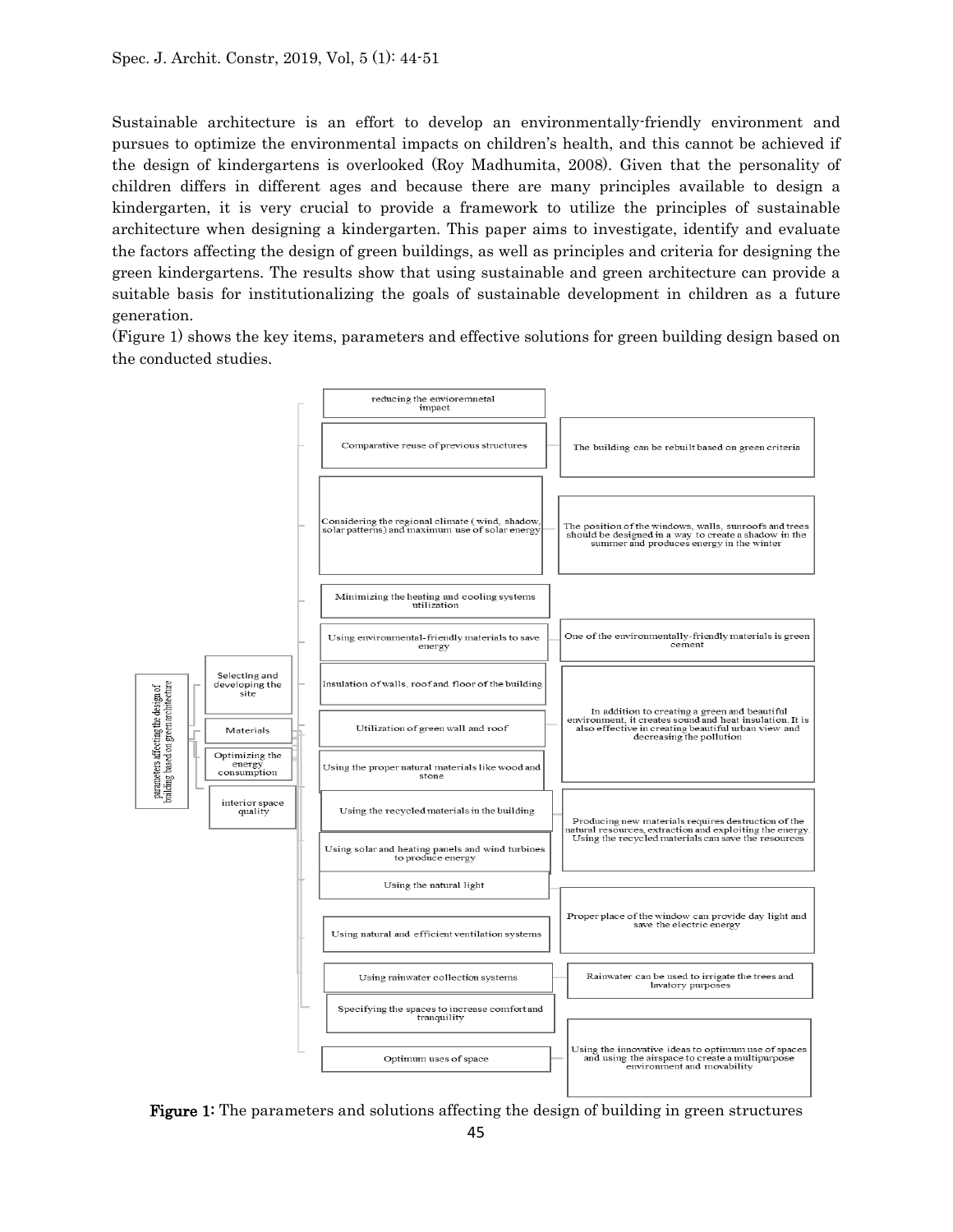Sustainable architecture is an effort to develop an environmentally-friendly environment and pursues to optimize the environmental impacts on children's health, and this cannot be achieved if the design of kindergartens is overlooked (Roy Madhumita, 2008). Given that the personality of children differs in different ages and because there are many principles available to design a kindergarten, it is very crucial to provide a framework to utilize the principles of sustainable architecture when designing a kindergarten. This paper aims to investigate, identify and evaluate the factors affecting the design of green buildings, as well as principles and criteria for designing the green kindergartens. The results show that using sustainable and green architecture can provide a suitable basis for institutionalizing the goals of sustainable development in children as a future generation.

(Figure 1) shows the key items, parameters and effective solutions for green building design based on the conducted studies.

**parameters affecting the design of building based on green architecture**

- Selecting and developing the site
- Materials
- Optimizing the energy consumption
- interior space quality

| Item | Solution |
|---|---|
| reducing the envioremnetal impact | |
| Comparative reuse of previous structures | The building can be rebuilt based on green criteria |
| Considering the regional climate ( wind, shadow, solar patterns) and maximum use of solar energy | The position of the windows, walls, sunroofs and trees should be designed in a way to create a shadow in the summer and produces energy in the winter |
| Minimizing the heating and cooling systems utilization | |
| Using environmental-friendly materials to save energy | One of the environmentally-friendly materials is green cement |
| Insulation of walls, roof and floor of the building | |
| Utilization of green wall and roof | In addition to creating a green and beautiful environment, it creates sound and heat insulation. It is also effective in creating beautiful urban view and decreasing the pollution |
| Using the proper natural materials like wood and stone | |
| Using the recycled materials in the building | Producing new materials requires destruction of the natural resources, extraction and exploiting the energy. Using the recycled materials can save the resources |
| Using solar and heating panels and wind turbines to produce energy | |
| Using the natural light | Proper place of the window can provide day light and save the electric energy |
| Using natural and efficient ventilation systems | |
| Using rainwater collection systems | Rainwater can be used to irrigate the trees and lavatory purposes |
| Specifying the spaces to increase comfort and tranquility | |
| Optimum uses of space | Using the innovative ideas to optimum use of spaces and using the airspace to create a multipurpose environment and movability |

**Figure 1:** The parameters and solutions affecting the design of building in green structures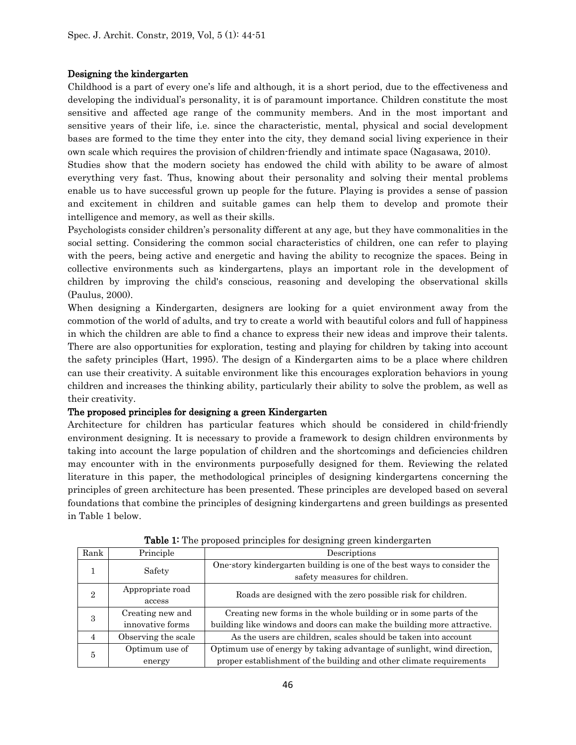## Designing the kindergarten

Childhood is a part of every one's life and although, it is a short period, due to the effectiveness and developing the individual's personality, it is of paramount importance. Children constitute the most sensitive and affected age range of the community members. And in the most important and sensitive years of their life, i.e. since the characteristic, mental, physical and social development bases are formed to the time they enter into the city, they demand social living experience in their own scale which requires the provision of children-friendly and intimate space (Nagasawa, 2010).

Studies show that the modern society has endowed the child with ability to be aware of almost everything very fast. Thus, knowing about their personality and solving their mental problems enable us to have successful grown up people for the future. Playing is provides a sense of passion and excitement in children and suitable games can help them to develop and promote their intelligence and memory, as well as their skills.

Psychologists consider children's personality different at any age, but they have commonalities in the social setting. Considering the common social characteristics of children, one can refer to playing with the peers, being active and energetic and having the ability to recognize the spaces. Being in collective environments such as kindergartens, plays an important role in the development of children by improving the child's conscious, reasoning and developing the observational skills (Paulus, 2000).

When designing a Kindergarten, designers are looking for a quiet environment away from the commotion of the world of adults, and try to create a world with beautiful colors and full of happiness in which the children are able to find a chance to express their new ideas and improve their talents. There are also opportunities for exploration, testing and playing for children by taking into account the safety principles (Hart, 1995). The design of a Kindergarten aims to be a place where children can use their creativity. A suitable environment like this encourages exploration behaviors in young children and increases the thinking ability, particularly their ability to solve the problem, as well as their creativity.

## The proposed principles for designing a green Kindergarten

Architecture for children has particular features which should be considered in child-friendly environment designing. It is necessary to provide a framework to design children environments by taking into account the large population of children and the shortcomings and deficiencies children may encounter with in the environments purposefully designed for them. Reviewing the related literature in this paper, the methodological principles of designing kindergartens concerning the principles of green architecture has been presented. These principles are developed based on several foundations that combine the principles of designing kindergartens and green buildings as presented in Table 1 below.

**Table 1:** The proposed principles for designing green kindergarten

| Rank | Principle | Descriptions |
| --- | --- | --- |
| 1 | Safety | One-story kindergarten building is one of the best ways to consider the safety measures for children. |
| 2 | Appropriate road access | Roads are designed with the zero possible risk for children. |
| 3 | Creating new and innovative forms | Creating new forms in the whole building or in some parts of the building like windows and doors can make the building more attractive. |
| 4 | Observing the scale | As the users are children, scales should be taken into account |
| 5 | Optimum use of energy | Optimum use of energy by taking advantage of sunlight, wind direction, proper establishment of the building and other climate requirements |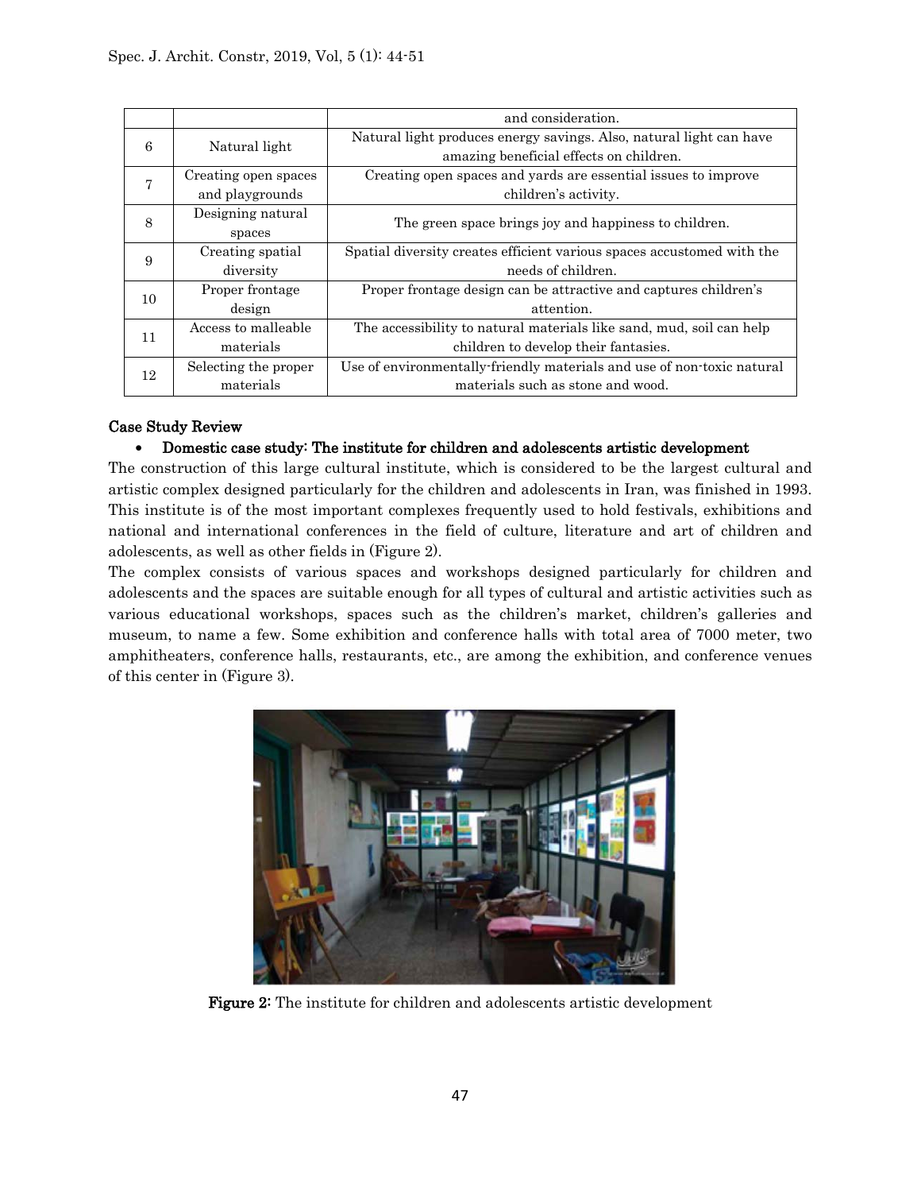| | | and consideration. |
|---|---|---|
| 6 | Natural light | Natural light produces energy savings. Also, natural light can have amazing beneficial effects on children. |
| 7 | Creating open spaces and playgrounds | Creating open spaces and yards are essential issues to improve children's activity. |
| 8 | Designing natural spaces | The green space brings joy and happiness to children. |
| 9 | Creating spatial diversity | Spatial diversity creates efficient various spaces accustomed with the needs of children. |
| 10 | Proper frontage design | Proper frontage design can be attractive and captures children's attention. |
| 11 | Access to malleable materials | The accessibility to natural materials like sand, mud, soil can help children to develop their fantasies. |
| 12 | Selecting the proper materials | Use of environmentally-friendly materials and use of non-toxic natural materials such as stone and wood. |

## Case Study Review

- **Domestic case study: The institute for children and adolescents artistic development**

The construction of this large cultural institute, which is considered to be the largest cultural and artistic complex designed particularly for the children and adolescents in Iran, was finished in 1993. This institute is of the most important complexes frequently used to hold festivals, exhibitions and national and international conferences in the field of culture, literature and art of children and adolescents, as well as other fields in (Figure 2).

The complex consists of various spaces and workshops designed particularly for children and adolescents and the spaces are suitable enough for all types of cultural and artistic activities such as various educational workshops, spaces such as the children's market, children's galleries and museum, to name a few. Some exhibition and conference halls with total area of 7000 meter, two amphitheaters, conference halls, restaurants, etc., are among the exhibition, and conference venues of this center in (Figure 3).

**Figure 2:** The institute for children and adolescents artistic development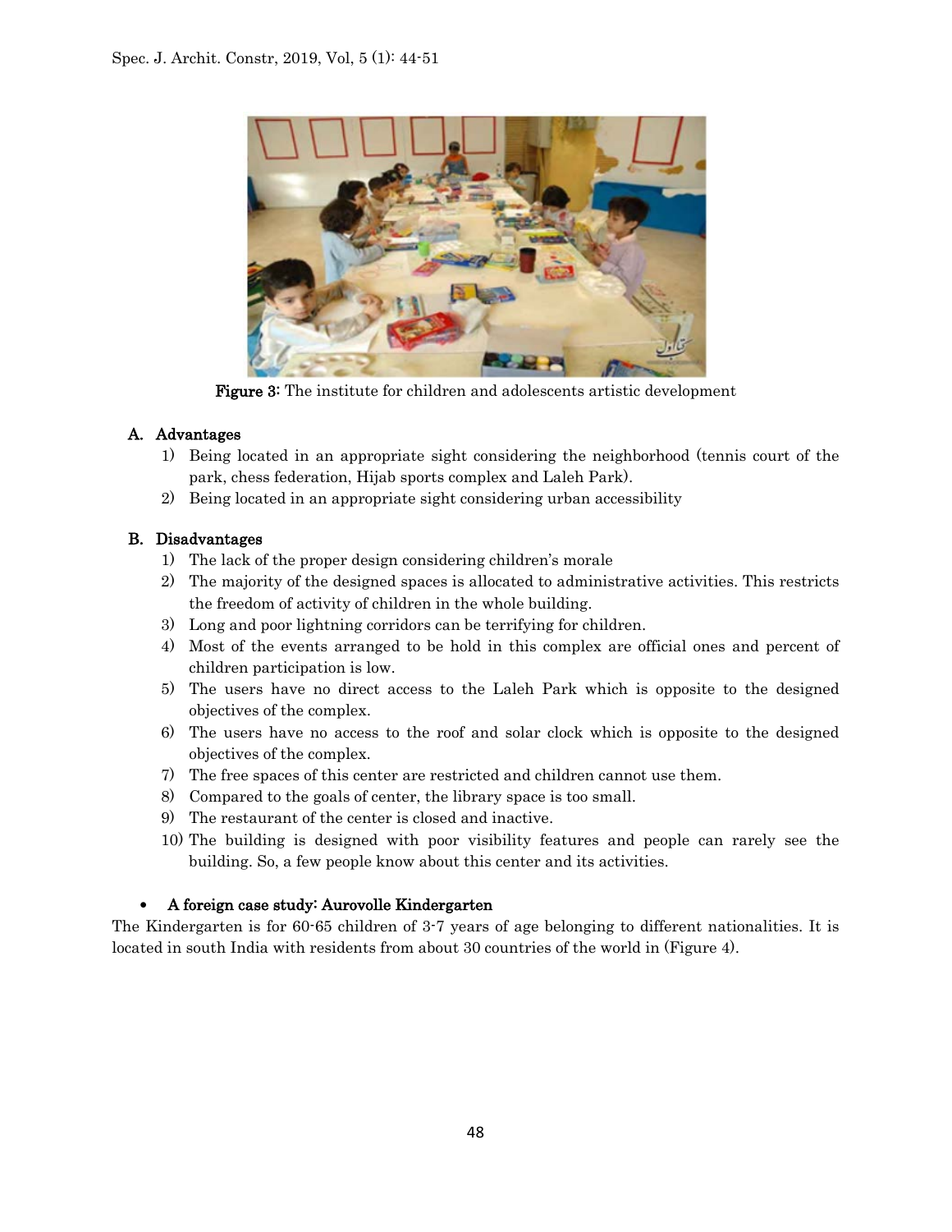Figure 3: The institute for children and adolescents artistic development

### A. Advantages

1) Being located in an appropriate sight considering the neighborhood (tennis court of the park, chess federation, Hijab sports complex and Laleh Park).
2) Being located in an appropriate sight considering urban accessibility

### B. Disadvantages

1) The lack of the proper design considering children's morale
2) The majority of the designed spaces is allocated to administrative activities. This restricts the freedom of activity of children in the whole building.
3) Long and poor lightning corridors can be terrifying for children.
4) Most of the events arranged to be hold in this complex are official ones and percent of children participation is low.
5) The users have no direct access to the Laleh Park which is opposite to the designed objectives of the complex.
6) The users have no access to the roof and solar clock which is opposite to the designed objectives of the complex.
7) The free spaces of this center are restricted and children cannot use them.
8) Compared to the goals of center, the library space is too small.
9) The restaurant of the center is closed and inactive.
10) The building is designed with poor visibility features and people can rarely see the building. So, a few people know about this center and its activities.

- **A foreign case study: Aurovolle Kindergarten**

The Kindergarten is for 60-65 children of 3-7 years of age belonging to different nationalities. It is located in south India with residents from about 30 countries of the world in (Figure 4).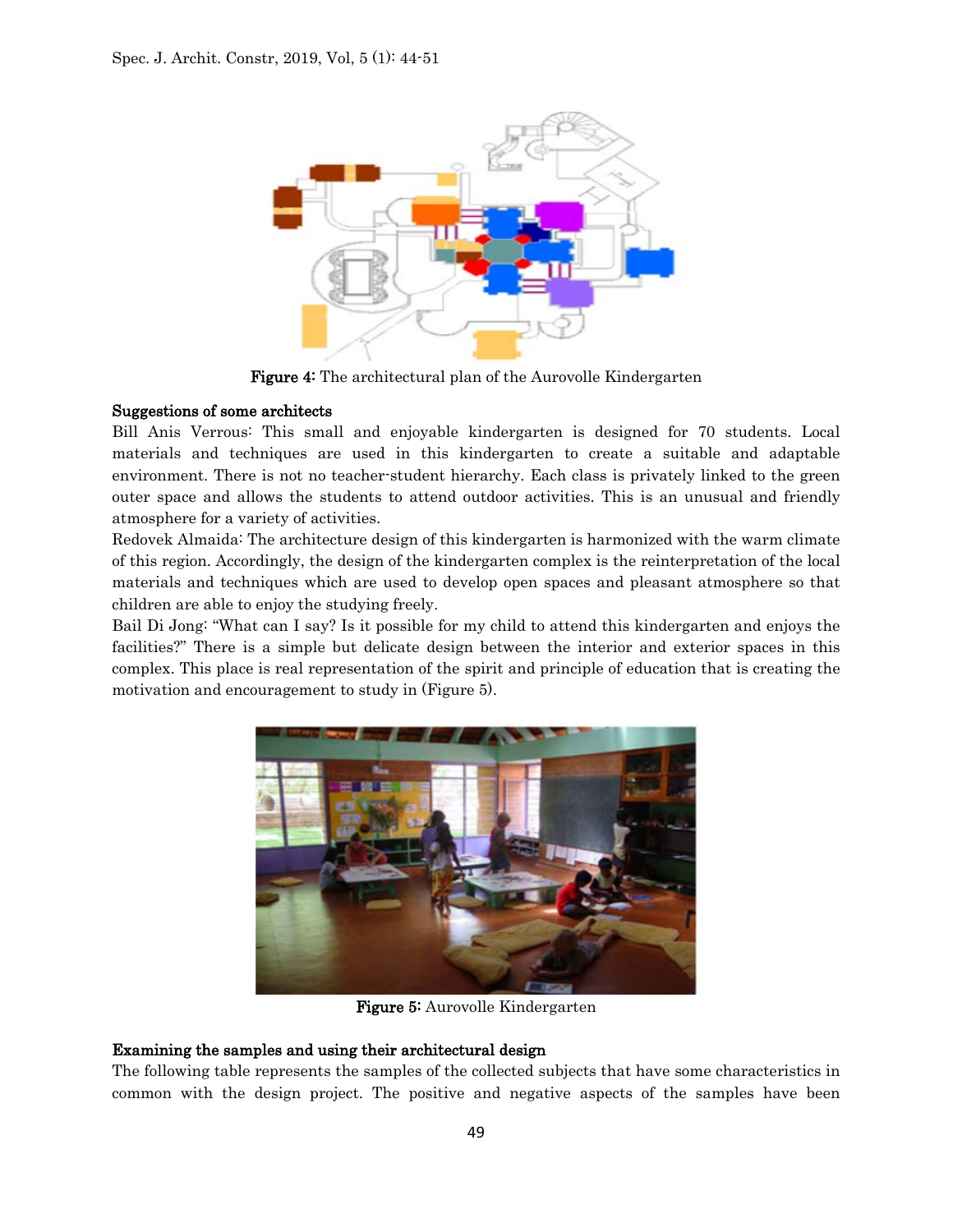Figure 4: The architectural plan of the Aurovolle Kindergarten

### Suggestions of some architects

Bill Anis Verrous: This small and enjoyable kindergarten is designed for 70 students. Local materials and techniques are used in this kindergarten to create a suitable and adaptable environment. There is not no teacher-student hierarchy. Each class is privately linked to the green outer space and allows the students to attend outdoor activities. This is an unusual and friendly atmosphere for a variety of activities.

Redovek Almaida: The architecture design of this kindergarten is harmonized with the warm climate of this region. Accordingly, the design of the kindergarten complex is the reinterpretation of the local materials and techniques which are used to develop open spaces and pleasant atmosphere so that children are able to enjoy the studying freely.

Bail Di Jong: "What can I say? Is it possible for my child to attend this kindergarten and enjoys the facilities?" There is a simple but delicate design between the interior and exterior spaces in this complex. This place is real representation of the spirit and principle of education that is creating the motivation and encouragement to study in (Figure 5).

Figure 5: Aurovolle Kindergarten

### Examining the samples and using their architectural design

The following table represents the samples of the collected subjects that have some characteristics in common with the design project. The positive and negative aspects of the samples have been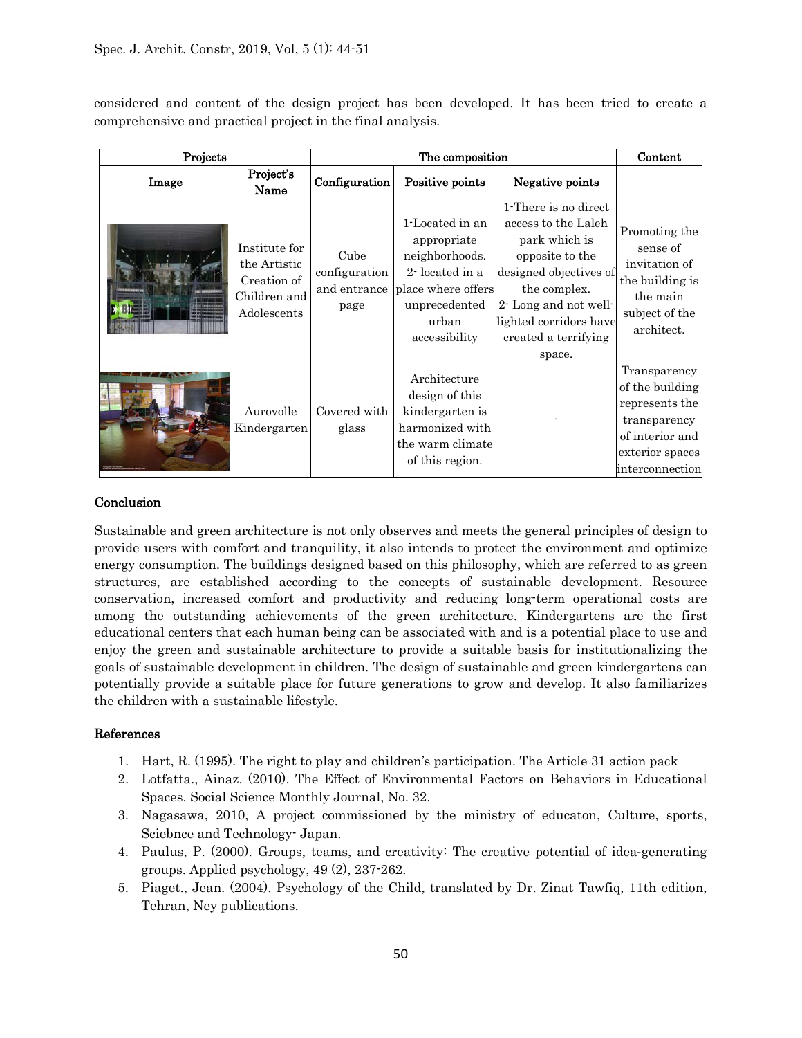considered and content of the design project has been developed. It has been tried to create a comprehensive and practical project in the final analysis.

| Projects | | The composition | | | Content |
|---|---|---|---|---|---|
| Image | Project's Name | Configuration | Positive points | Negative points | |
| | Institute for the Artistic Creation of Children and Adolescents | Cube configuration and entrance page | 1-Located in an appropriate neighborhoods. 2- located in a place where offers unprecedented urban accessibility | 1-There is no direct access to the Laleh park which is opposite to the designed objectives of the complex. 2- Long and not well-lighted corridors have created a terrifying space. | Promoting the sense of invitation of the building is the main subject of the architect. |
| | Aurovolle Kindergarten | Covered with glass | Architecture design of this kindergarten is harmonized with the warm climate of this region. | - | Transparency of the building represents the transparency of interior and exterior spaces interconnection |

## Conclusion

Sustainable and green architecture is not only observes and meets the general principles of design to provide users with comfort and tranquility, it also intends to protect the environment and optimize energy consumption. The buildings designed based on this philosophy, which are referred to as green structures, are established according to the concepts of sustainable development. Resource conservation, increased comfort and productivity and reducing long-term operational costs are among the outstanding achievements of the green architecture. Kindergartens are the first educational centers that each human being can be associated with and is a potential place to use and enjoy the green and sustainable architecture to provide a suitable basis for institutionalizing the goals of sustainable development in children. The design of sustainable and green kindergartens can potentially provide a suitable place for future generations to grow and develop. It also familiarizes the children with a sustainable lifestyle.

## References

1. Hart, R. (1995). The right to play and children's participation. The Article 31 action pack
2. Lotfatta., Ainaz. (2010). The Effect of Environmental Factors on Behaviors in Educational Spaces. Social Science Monthly Journal, No. 32.
3. Nagasawa, 2010, A project commissioned by the ministry of educaton, Culture, sports, Sciebnce and Technology- Japan.
4. Paulus, P. (2000). Groups, teams, and creativity: The creative potential of idea-generating groups. Applied psychology, 49 (2), 237-262.
5. Piaget., Jean. (2004). Psychology of the Child, translated by Dr. Zinat Tawfiq, 11th edition, Tehran, Ney publications.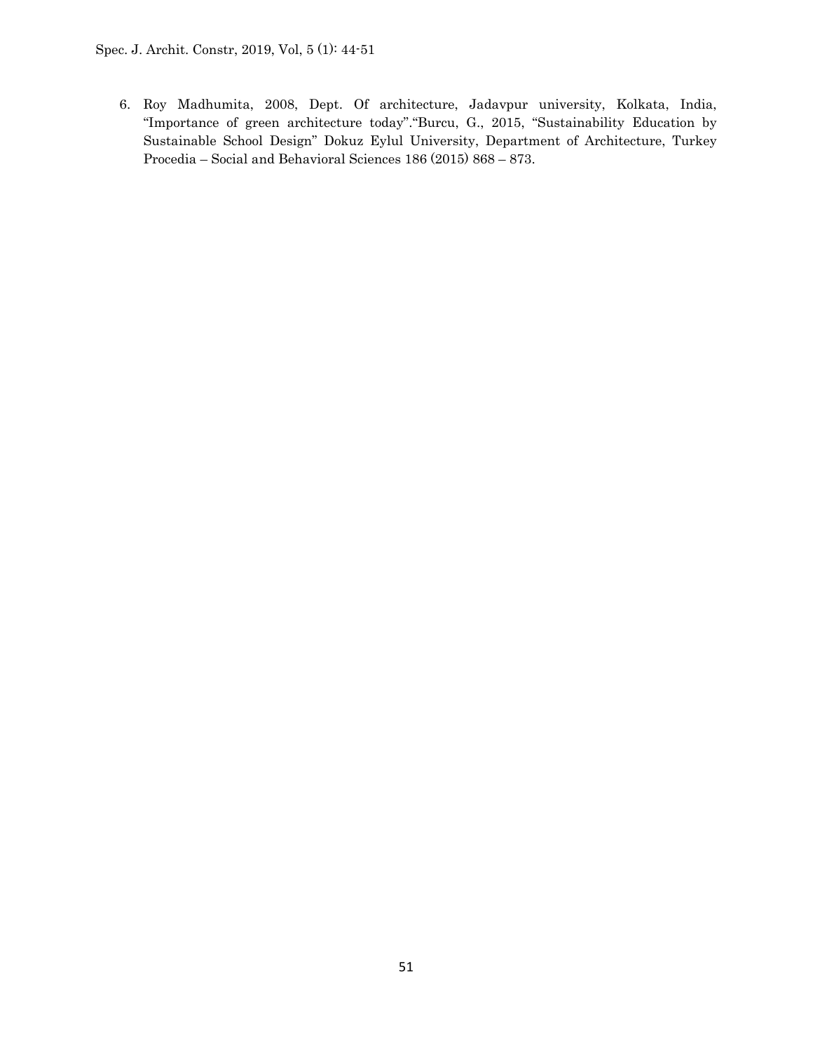6. Roy Madhumita, 2008, Dept. Of architecture, Jadavpur university, Kolkata, India, "Importance of green architecture today"."Burcu, G., 2015, "Sustainability Education by Sustainable School Design" Dokuz Eylul University, Department of Architecture, Turkey Procedia – Social and Behavioral Sciences 186 (2015) 868 – 873.